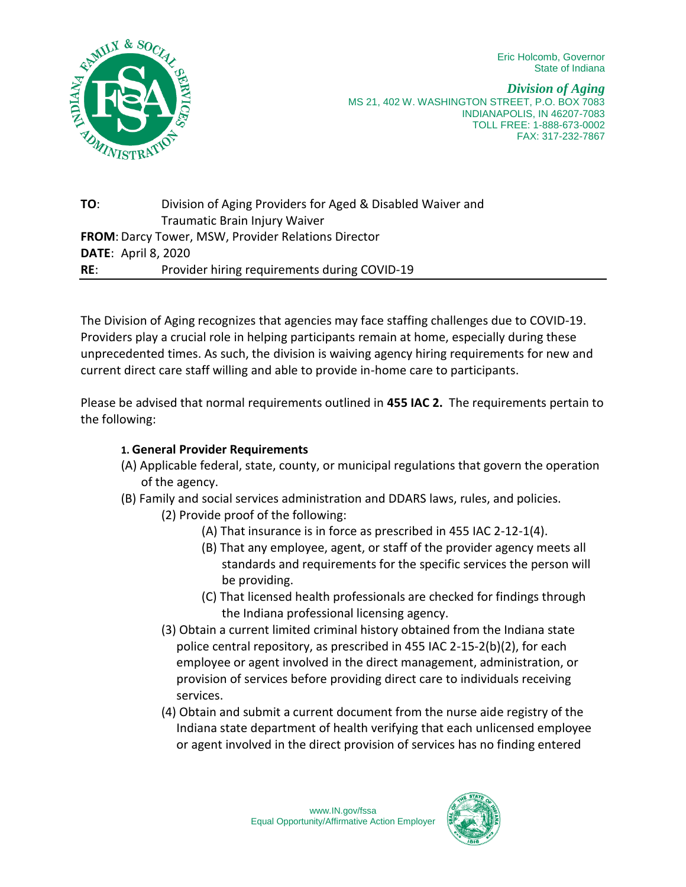Eric Holcomb, Governor
State of Indiana

***Division of Aging***
MS 21, 402 W. WASHINGTON STREET, P.O. BOX 7083
INDIANAPOLIS, IN 46207-7083
TOLL FREE: 1-888-673-0002
FAX: 317-232-7867

**TO**: Division of Aging Providers for Aged & Disabled Waiver and Traumatic Brain Injury Waiver
**FROM**: Darcy Tower, MSW, Provider Relations Director
**DATE**: April 8, 2020
**RE**: Provider hiring requirements during COVID-19

---

The Division of Aging recognizes that agencies may face staffing challenges due to COVID-19. Providers play a crucial role in helping participants remain at home, especially during these unprecedented times. As such, the division is waiving agency hiring requirements for new and current direct care staff willing and able to provide in-home care to participants.

Please be advised that normal requirements outlined in **455 IAC 2.** The requirements pertain to the following:

**1. General Provider Requirements**

(A) Applicable federal, state, county, or municipal regulations that govern the operation of the agency.

(B) Family and social services administration and DDARS laws, rules, and policies.

- (2) Provide proof of the following:
  - (A) That insurance is in force as prescribed in 455 IAC 2-12-1(4).
  - (B) That any employee, agent, or staff of the provider agency meets all standards and requirements for the specific services the person will be providing.
  - (C) That licensed health professionals are checked for findings through the Indiana professional licensing agency.
- (3) Obtain a current limited criminal history obtained from the Indiana state police central repository, as prescribed in 455 IAC 2-15-2(b)(2), for each employee or agent involved in the direct management, administration, or provision of services before providing direct care to individuals receiving services.
- (4) Obtain and submit a current document from the nurse aide registry of the Indiana state department of health verifying that each unlicensed employee or agent involved in the direct provision of services has no finding entered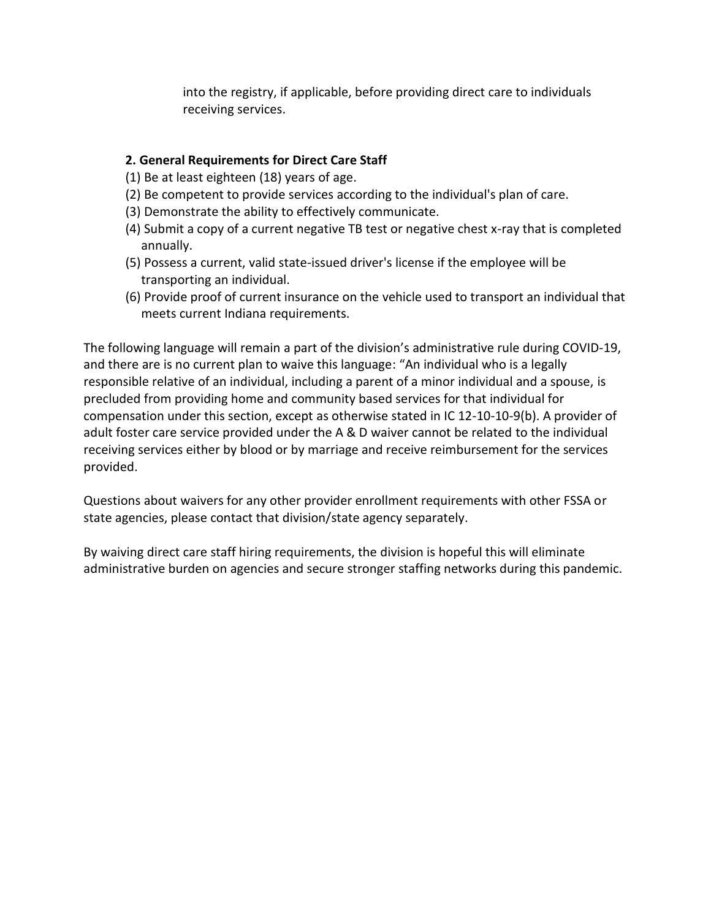into the registry, if applicable, before providing direct care to individuals receiving services.

**2. General Requirements for Direct Care Staff**

(1) Be at least eighteen (18) years of age.
(2) Be competent to provide services according to the individual's plan of care.
(3) Demonstrate the ability to effectively communicate.
(4) Submit a copy of a current negative TB test or negative chest x-ray that is completed annually.
(5) Possess a current, valid state-issued driver's license if the employee will be transporting an individual.
(6) Provide proof of current insurance on the vehicle used to transport an individual that meets current Indiana requirements.

The following language will remain a part of the division's administrative rule during COVID-19, and there are is no current plan to waive this language: "An individual who is a legally responsible relative of an individual, including a parent of a minor individual and a spouse, is precluded from providing home and community based services for that individual for compensation under this section, except as otherwise stated in IC 12-10-10-9(b). A provider of adult foster care service provided under the A & D waiver cannot be related to the individual receiving services either by blood or by marriage and receive reimbursement for the services provided.

Questions about waivers for any other provider enrollment requirements with other FSSA or state agencies, please contact that division/state agency separately.

By waiving direct care staff hiring requirements, the division is hopeful this will eliminate administrative burden on agencies and secure stronger staffing networks during this pandemic.